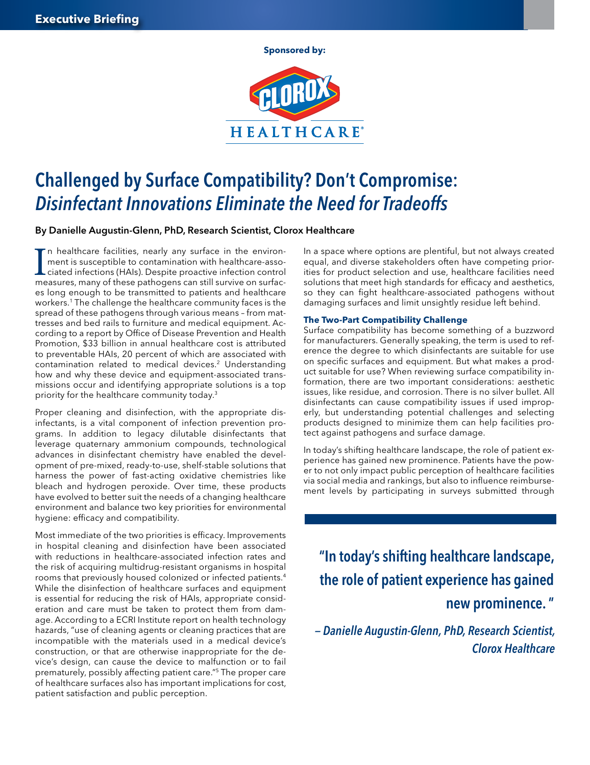Executive Briefing

Sponsored by:

CLOROX HEALTHCARE®

# Challenged by Surface Compatibility? Don't Compromise: *Disinfectant Innovations Eliminate the Need for Tradeoffs*

**By Danielle Augustin-Glenn, PhD, Research Scientist, Clorox Healthcare**

In healthcare facilities, nearly any surface in the environment is susceptible to contamination with healthcare-associated infections (HAIs). Despite proactive infection control measures, many of these pathogens can still survive on surfaces long enough to be transmitted to patients and healthcare workers.[1] The challenge the healthcare community faces is the spread of these pathogens through various means – from mattresses and bed rails to furniture and medical equipment. According to a report by Office of Disease Prevention and Health Promotion, $33 billion in annual healthcare cost is attributed to preventable HAIs, 20 percent of which are associated with contamination related to medical devices.[2] Understanding how and why these device and equipment-associated transmissions occur and identifying appropriate solutions is a top priority for the healthcare community today.[3]

Proper cleaning and disinfection, with the appropriate disinfectants, is a vital component of infection prevention programs. In addition to legacy dilutable disinfectants that leverage quaternary ammonium compounds, technological advances in disinfectant chemistry have enabled the development of pre-mixed, ready-to-use, shelf-stable solutions that harness the power of fast-acting oxidative chemistries like bleach and hydrogen peroxide. Over time, these products have evolved to better suit the needs of a changing healthcare environment and balance two key priorities for environmental hygiene: efficacy and compatibility.

Most immediate of the two priorities is efficacy. Improvements in hospital cleaning and disinfection have been associated with reductions in healthcare-associated infection rates and the risk of acquiring multidrug-resistant organisms in hospital rooms that previously housed colonized or infected patients.[4] While the disinfection of healthcare surfaces and equipment is essential for reducing the risk of HAIs, appropriate consideration and care must be taken to protect them from damage. According to a ECRI Institute report on health technology hazards, "use of cleaning agents or cleaning practices that are incompatible with the materials used in a medical device's construction, or that are otherwise inappropriate for the device's design, can cause the device to malfunction or to fail prematurely, possibly affecting patient care."[5] The proper care of healthcare surfaces also has important implications for cost, patient satisfaction and public perception.

In a space where options are plentiful, but not always created equal, and diverse stakeholders often have competing priorities for product selection and use, healthcare facilities need solutions that meet high standards for efficacy and aesthetics, so they can fight healthcare-associated pathogens without damaging surfaces and limit unsightly residue left behind.

### The Two-Part Compatibility Challenge

Surface compatibility has become something of a buzzword for manufacturers. Generally speaking, the term is used to reference the degree to which disinfectants are suitable for use on specific surfaces and equipment. But what makes a product suitable for use? When reviewing surface compatibility information, there are two important considerations: aesthetic issues, like residue, and corrosion. There is no silver bullet. All disinfectants can cause compatibility issues if used improperly, but understanding potential challenges and selecting products designed to minimize them can help facilities protect against pathogens and surface damage.

In today's shifting healthcare landscape, the role of patient experience has gained new prominence. Patients have the power to not only impact public perception of healthcare facilities via social media and rankings, but also to influence reimbursement levels by participating in surveys submitted through

> **"In today's shifting healthcare landscape, the role of patient experience has gained new prominence."**
>
> *– Danielle Augustin-Glenn, PhD, Research Scientist, Clorox Healthcare*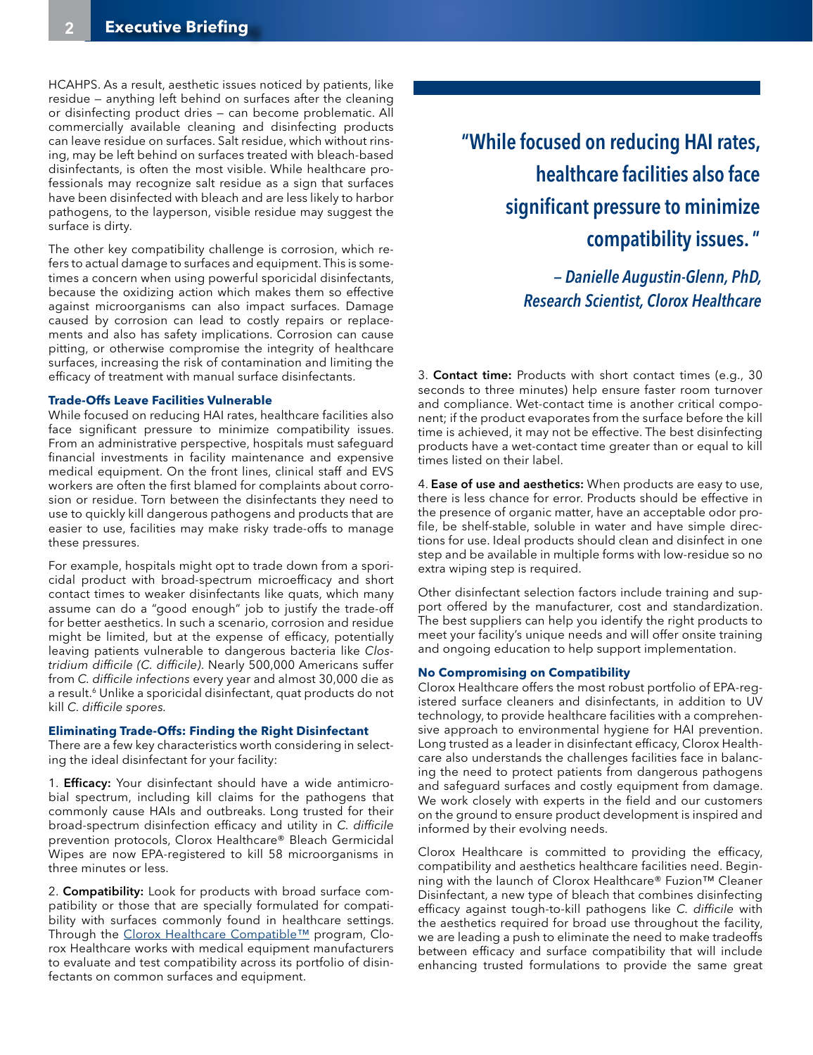HCAHPS. As a result, aesthetic issues noticed by patients, like residue — anything left behind on surfaces after the cleaning or disinfecting product dries — can become problematic. All commercially available cleaning and disinfecting products can leave residue on surfaces. Salt residue, which without rinsing, may be left behind on surfaces treated with bleach-based disinfectants, is often the most visible. While healthcare professionals may recognize salt residue as a sign that surfaces have been disinfected with bleach and are less likely to harbor pathogens, to the layperson, visible residue may suggest the surface is dirty.

The other key compatibility challenge is corrosion, which refers to actual damage to surfaces and equipment. This is sometimes a concern when using powerful sporicidal disinfectants, because the oxidizing action which makes them so effective against microorganisms can also impact surfaces. Damage caused by corrosion can lead to costly repairs or replacements and also has safety implications. Corrosion can cause pitting, or otherwise compromise the integrity of healthcare surfaces, increasing the risk of contamination and limiting the efficacy of treatment with manual surface disinfectants.

### Trade-Offs Leave Facilities Vulnerable

While focused on reducing HAI rates, healthcare facilities also face significant pressure to minimize compatibility issues. From an administrative perspective, hospitals must safeguard financial investments in facility maintenance and expensive medical equipment. On the front lines, clinical staff and EVS workers are often the first blamed for complaints about corrosion or residue. Torn between the disinfectants they need to use to quickly kill dangerous pathogens and products that are easier to use, facilities may make risky trade-offs to manage these pressures.

For example, hospitals might opt to trade down from a sporicidal product with broad-spectrum microefficacy and short contact times to weaker disinfectants like quats, which many assume can do a "good enough" job to justify the trade-off for better aesthetics. In such a scenario, corrosion and residue might be limited, but at the expense of efficacy, potentially leaving patients vulnerable to dangerous bacteria like *Clostridium difficile (C. difficile)*. Nearly 500,000 Americans suffer from *C. difficile infections* every year and almost 30,000 die as a result.[6] Unlike a sporicidal disinfectant, quat products do not kill *C. difficile spores*.

### Eliminating Trade-Offs: Finding the Right Disinfectant

There are a few key characteristics worth considering in selecting the ideal disinfectant for your facility:

1. **Efficacy:** Your disinfectant should have a wide antimicrobial spectrum, including kill claims for the pathogens that commonly cause HAIs and outbreaks. Long trusted for their broad-spectrum disinfection efficacy and utility in *C. difficile* prevention protocols, Clorox Healthcare® Bleach Germicidal Wipes are now EPA-registered to kill 58 microorganisms in three minutes or less.

2. **Compatibility:** Look for products with broad surface compatibility or those that are specially formulated for compatibility with surfaces commonly found in healthcare settings. Through the Clorox Healthcare Compatible™ program, Clorox Healthcare works with medical equipment manufacturers to evaluate and test compatibility across its portfolio of disinfectants on common surfaces and equipment.

> **"While focused on reducing HAI rates, healthcare facilities also face significant pressure to minimize compatibility issues."**
>
> *— Danielle Augustin-Glenn, PhD, Research Scientist, Clorox Healthcare*

3. **Contact time:** Products with short contact times (e.g., 30 seconds to three minutes) help ensure faster room turnover and compliance. Wet-contact time is another critical component; if the product evaporates from the surface before the kill time is achieved, it may not be effective. The best disinfecting products have a wet-contact time greater than or equal to kill times listed on their label.

4. **Ease of use and aesthetics:** When products are easy to use, there is less chance for error. Products should be effective in the presence of organic matter, have an acceptable odor profile, be shelf-stable, soluble in water and have simple directions for use. Ideal products should clean and disinfect in one step and be available in multiple forms with low-residue so no extra wiping step is required.

Other disinfectant selection factors include training and support offered by the manufacturer, cost and standardization. The best suppliers can help you identify the right products to meet your facility's unique needs and will offer onsite training and ongoing education to help support implementation.

### No Compromising on Compatibility

Clorox Healthcare offers the most robust portfolio of EPA-registered surface cleaners and disinfectants, in addition to UV technology, to provide healthcare facilities with a comprehensive approach to environmental hygiene for HAI prevention. Long trusted as a leader in disinfectant efficacy, Clorox Healthcare also understands the challenges facilities face in balancing the need to protect patients from dangerous pathogens and safeguard surfaces and costly equipment from damage. We work closely with experts in the field and our customers on the ground to ensure product development is inspired and informed by their evolving needs.

Clorox Healthcare is committed to providing the efficacy, compatibility and aesthetics healthcare facilities need. Beginning with the launch of Clorox Healthcare® Fuzion™ Cleaner Disinfectant, a new type of bleach that combines disinfecting efficacy against tough-to-kill pathogens like *C. difficile* with the aesthetics required for broad use throughout the facility, we are leading a push to eliminate the need to make tradeoffs between efficacy and surface compatibility that will include enhancing trusted formulations to provide the same great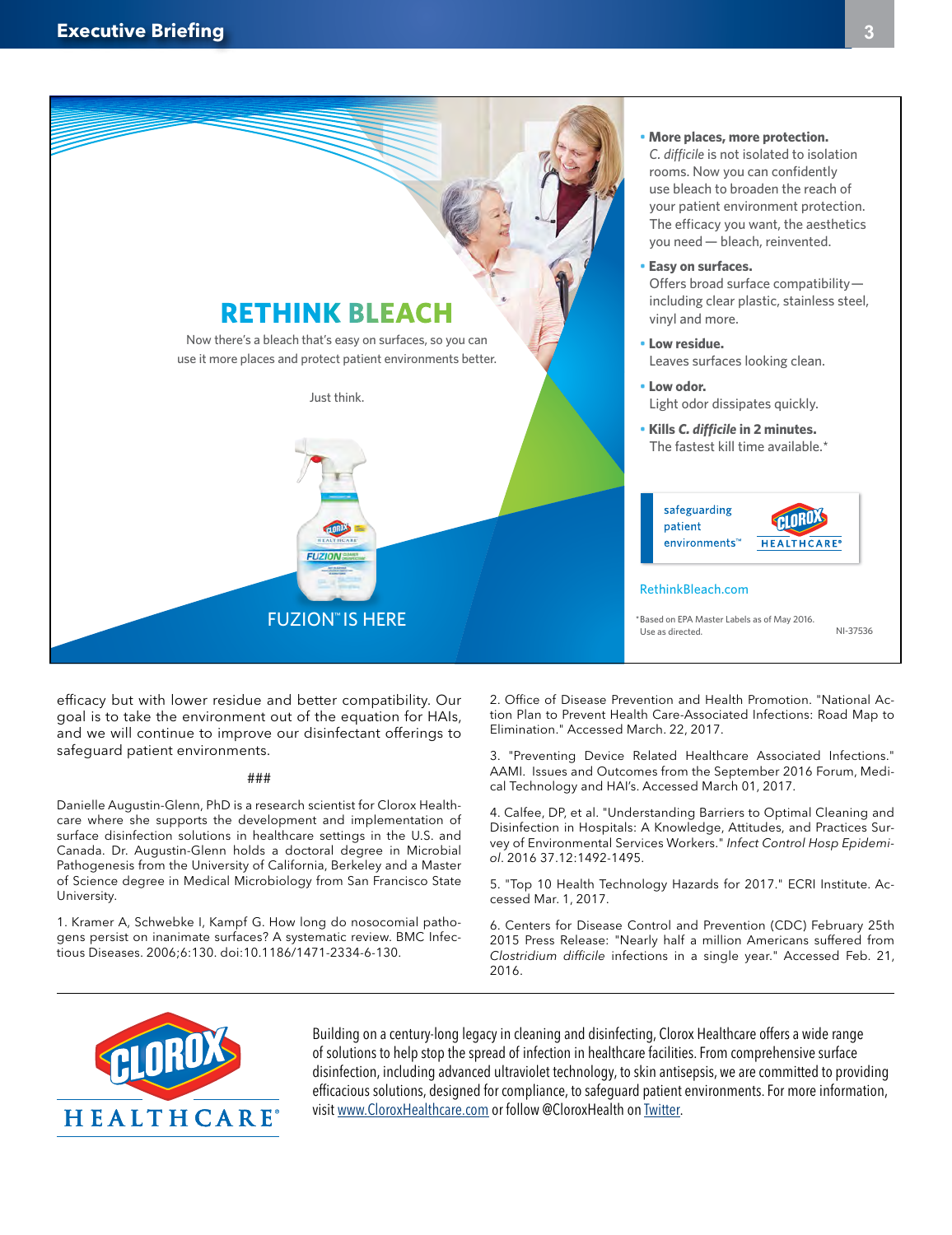## RETHINK BLEACH

Now there's a bleach that's easy on surfaces, so you can use it more places and protect patient environments better.

Just think.

FUZION™ IS HERE

- **More places, more protection.** *C. difficile* is not isolated to isolation rooms. Now you can confidently use bleach to broaden the reach of your patient environment protection. The efficacy you want, the aesthetics you need — bleach, reinvented.
- **Easy on surfaces.** Offers broad surface compatibility—including clear plastic, stainless steel, vinyl and more.
- **Low residue.** Leaves surfaces looking clean.
- **Low odor.** Light odor dissipates quickly.
- **Kills *C. difficile* in 2 minutes.** The fastest kill time available.*

safeguarding patient environments™

CLOROX HEALTHCARE®

RethinkBleach.com

*Based on EPA Master Labels as of May 2016. Use as directed.

NI-37536

efficacy but with lower residue and better compatibility. Our goal is to take the environment out of the equation for HAIs, and we will continue to improve our disinfectant offerings to safeguard patient environments.

###

Danielle Augustin-Glenn, PhD is a research scientist for Clorox Healthcare where she supports the development and implementation of surface disinfection solutions in healthcare settings in the U.S. and Canada. Dr. Augustin-Glenn holds a doctoral degree in Microbial Pathogenesis from the University of California, Berkeley and a Master of Science degree in Medical Microbiology from San Francisco State University.

1. Kramer A, Schwebke I, Kampf G. How long do nosocomial pathogens persist on inanimate surfaces? A systematic review. BMC Infectious Diseases. 2006;6:130. doi:10.1186/1471-2334-6-130.

2. Office of Disease Prevention and Health Promotion. "National Action Plan to Prevent Health Care-Associated Infections: Road Map to Elimination." Accessed March. 22, 2017.

3. "Preventing Device Related Healthcare Associated Infections." AAMI. Issues and Outcomes from the September 2016 Forum, Medical Technology and HAI's. Accessed March 01, 2017.

4. Calfee, DP, et al. "Understanding Barriers to Optimal Cleaning and Disinfection in Hospitals: A Knowledge, Attitudes, and Practices Survey of Environmental Services Workers." *Infect Control Hosp Epidemiol*. 2016 37.12:1492-1495.

5. "Top 10 Health Technology Hazards for 2017." ECRI Institute. Accessed Mar. 1, 2017.

6. Centers for Disease Control and Prevention (CDC) February 25th 2015 Press Release: "Nearly half a million Americans suffered from *Clostridium difficile* infections in a single year." Accessed Feb. 21, 2016.

---

CLOROX HEALTHCARE®

Building on a century-long legacy in cleaning and disinfecting, Clorox Healthcare offers a wide range of solutions to help stop the spread of infection in healthcare facilities. From comprehensive surface disinfection, including advanced ultraviolet technology, to skin antisepsis, we are committed to providing efficacious solutions, designed for compliance, to safeguard patient environments. For more information, visit www.CloroxHealthcare.com or follow @CloroxHealth on Twitter.